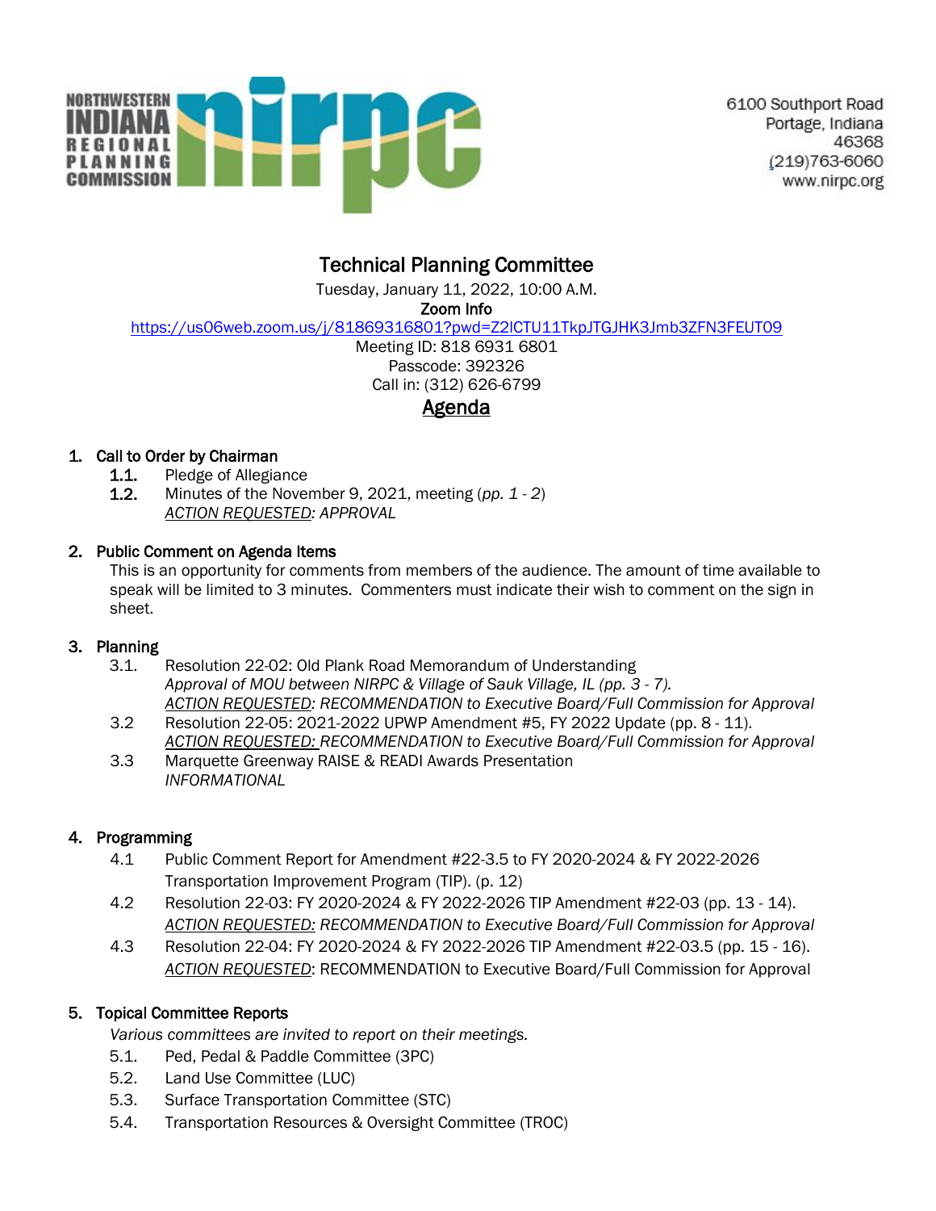NORTHWESTERN INDIANA REGIONAL PLANNING COMMISSION

6100 Southport Road
Portage, Indiana
46368
(219)763-6060
www.nirpc.org

# Technical Planning Committee

Tuesday, January 11, 2022, 10:00 A.M.

**Zoom Info**

https://us06web.zoom.us/j/81869316801?pwd=Z2lCTU11TkpJTGJHK3Jmb3ZFN3FEUT09

Meeting ID: 818 6931 6801

Passcode: 392326

Call in: (312) 626-6799

## Agenda

1. **Call to Order by Chairman**
   - **1.1.** Pledge of Allegiance
   - **1.2.** Minutes of the November 9, 2021, meeting (*pp. 1 - 2*)
     *ACTION REQUESTED: APPROVAL*

2. **Public Comment on Agenda Items**

   This is an opportunity for comments from members of the audience. The amount of time available to speak will be limited to 3 minutes. Commenters must indicate their wish to comment on the sign in sheet.

3. **Planning**
   - 3.1. Resolution 22-02: Old Plank Road Memorandum of Understanding
     *Approval of MOU between NIRPC & Village of Sauk Village, IL (pp. 3 - 7).*
     *ACTION REQUESTED: RECOMMENDATION to Executive Board/Full Commission for Approval*
   - 3.2 Resolution 22-05: 2021-2022 UPWP Amendment #5, FY 2022 Update (pp. 8 - 11).
     *ACTION REQUESTED: RECOMMENDATION to Executive Board/Full Commission for Approval*
   - 3.3 Marquette Greenway RAISE & READI Awards Presentation
     *INFORMATIONAL*

4. **Programming**
   - 4.1 Public Comment Report for Amendment #22-3.5 to FY 2020-2024 & FY 2022-2026 Transportation Improvement Program (TIP). (p. 12)
   - 4.2 Resolution 22-03: FY 2020-2024 & FY 2022-2026 TIP Amendment #22-03 (pp. 13 - 14).
     *ACTION REQUESTED: RECOMMENDATION to Executive Board/Full Commission for Approval*
   - 4.3 Resolution 22-04: FY 2020-2024 & FY 2022-2026 TIP Amendment #22-03.5 (pp. 15 - 16).
     *ACTION REQUESTED*: RECOMMENDATION to Executive Board/Full Commission for Approval

5. **Topical Committee Reports**

   *Various committees are invited to report on their meetings.*
   - 5.1. Ped, Pedal & Paddle Committee (3PC)
   - 5.2. Land Use Committee (LUC)
   - 5.3. Surface Transportation Committee (STC)
   - 5.4. Transportation Resources & Oversight Committee (TROC)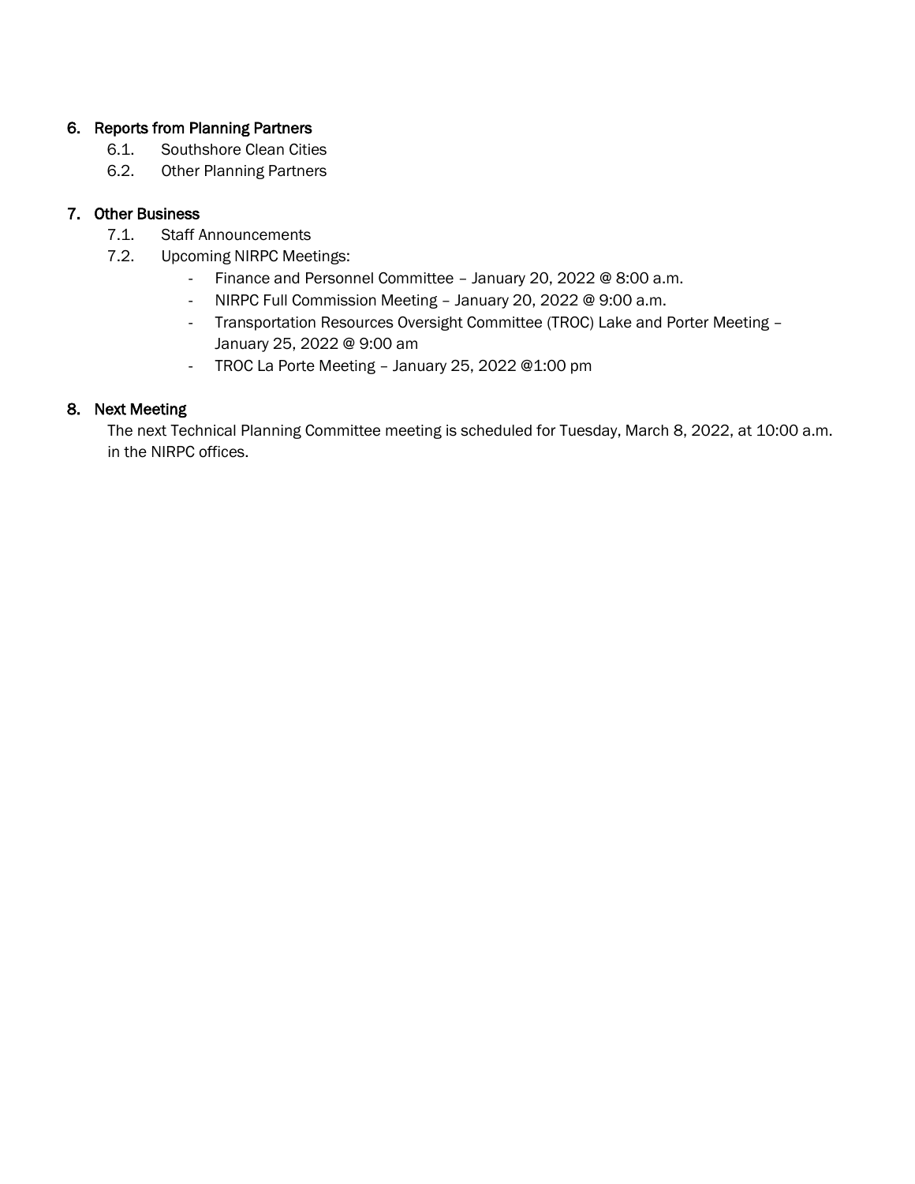6. **Reports from Planning Partners**
   6.1. Southshore Clean Cities
   6.2. Other Planning Partners

7. **Other Business**
   7.1. Staff Announcements
   7.2. Upcoming NIRPC Meetings:
      - Finance and Personnel Committee – January 20, 2022 @ 8:00 a.m.
      - NIRPC Full Commission Meeting – January 20, 2022 @ 9:00 a.m.
      - Transportation Resources Oversight Committee (TROC) Lake and Porter Meeting – January 25, 2022 @ 9:00 am
      - TROC La Porte Meeting – January 25, 2022 @1:00 pm

8. **Next Meeting**

   The next Technical Planning Committee meeting is scheduled for Tuesday, March 8, 2022, at 10:00 a.m. in the NIRPC offices.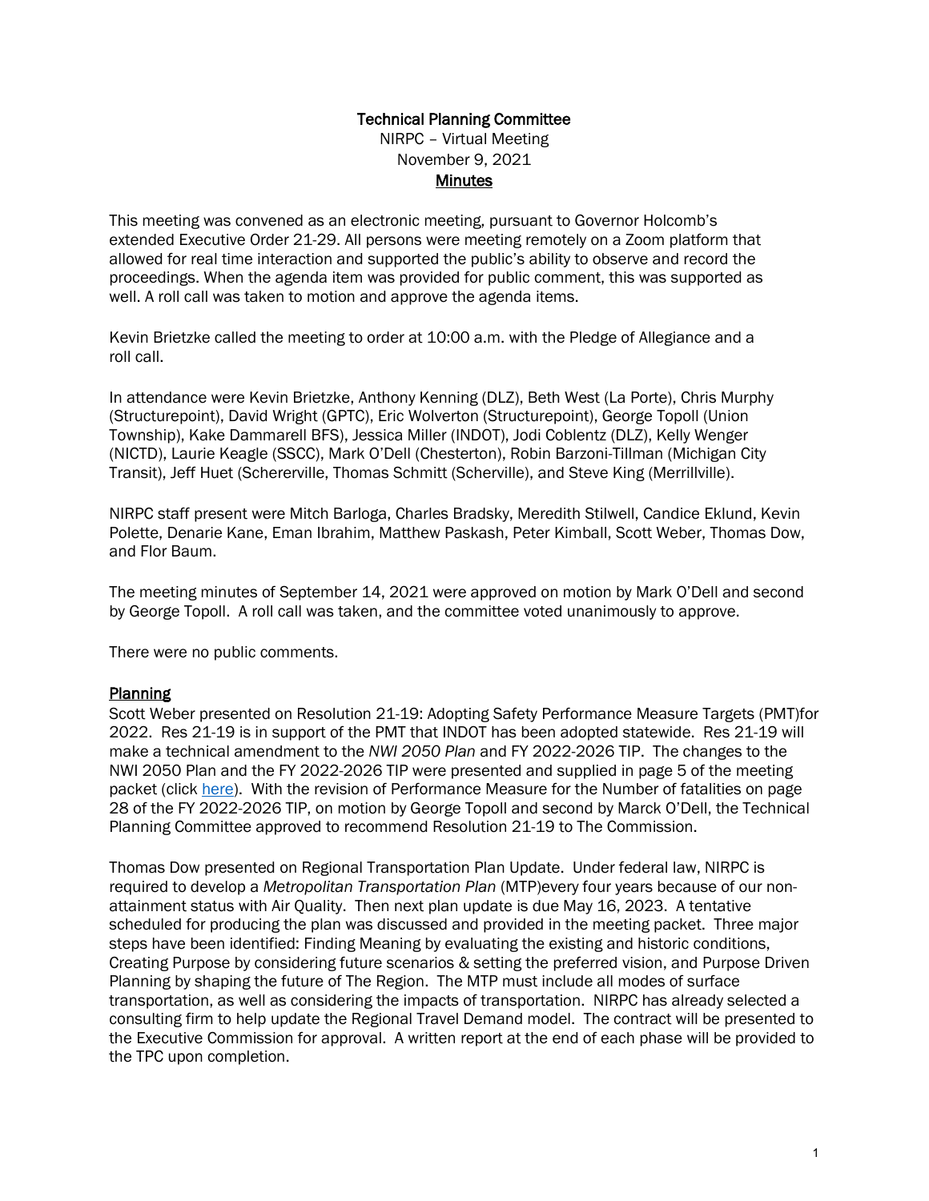Technical Planning Committee

NIRPC – Virtual Meeting

November 9, 2021

**Minutes**

This meeting was convened as an electronic meeting, pursuant to Governor Holcomb's extended Executive Order 21-29. All persons were meeting remotely on a Zoom platform that allowed for real time interaction and supported the public's ability to observe and record the proceedings. When the agenda item was provided for public comment, this was supported as well. A roll call was taken to motion and approve the agenda items.

Kevin Brietzke called the meeting to order at 10:00 a.m. with the Pledge of Allegiance and a roll call.

In attendance were Kevin Brietzke, Anthony Kenning (DLZ), Beth West (La Porte), Chris Murphy (Structurepoint), David Wright (GPTC), Eric Wolverton (Structurepoint), George Topoll (Union Township), Kake Dammarell BFS), Jessica Miller (INDOT), Jodi Coblentz (DLZ), Kelly Wenger (NICTD), Laurie Keagle (SSCC), Mark O'Dell (Chesterton), Robin Barzoni-Tillman (Michigan City Transit), Jeff Huet (Schererville, Thomas Schmitt (Scherville), and Steve King (Merrillville).

NIRPC staff present were Mitch Barloga, Charles Bradsky, Meredith Stilwell, Candice Eklund, Kevin Polette, Denarie Kane, Eman Ibrahim, Matthew Paskash, Peter Kimball, Scott Weber, Thomas Dow, and Flor Baum.

The meeting minutes of September 14, 2021 were approved on motion by Mark O'Dell and second by George Topoll. A roll call was taken, and the committee voted unanimously to approve.

There were no public comments.

## Planning

Scott Weber presented on Resolution 21-19: Adopting Safety Performance Measure Targets (PMT)for 2022. Res 21-19 is in support of the PMT that INDOT has been adopted statewide. Res 21-19 will make a technical amendment to the *NWI 2050 Plan* and FY 2022-2026 TIP. The changes to the NWI 2050 Plan and the FY 2022-2026 TIP were presented and supplied in page 5 of the meeting packet (click here). With the revision of Performance Measure for the Number of fatalities on page 28 of the FY 2022-2026 TIP, on motion by George Topoll and second by Marck O'Dell, the Technical Planning Committee approved to recommend Resolution 21-19 to The Commission.

Thomas Dow presented on Regional Transportation Plan Update. Under federal law, NIRPC is required to develop a *Metropolitan Transportation Plan* (MTP)every four years because of our non-attainment status with Air Quality. Then next plan update is due May 16, 2023. A tentative scheduled for producing the plan was discussed and provided in the meeting packet. Three major steps have been identified: Finding Meaning by evaluating the existing and historic conditions, Creating Purpose by considering future scenarios & setting the preferred vision, and Purpose Driven Planning by shaping the future of The Region. The MTP must include all modes of surface transportation, as well as considering the impacts of transportation. NIRPC has already selected a consulting firm to help update the Regional Travel Demand model. The contract will be presented to the Executive Commission for approval. A written report at the end of each phase will be provided to the TPC upon completion.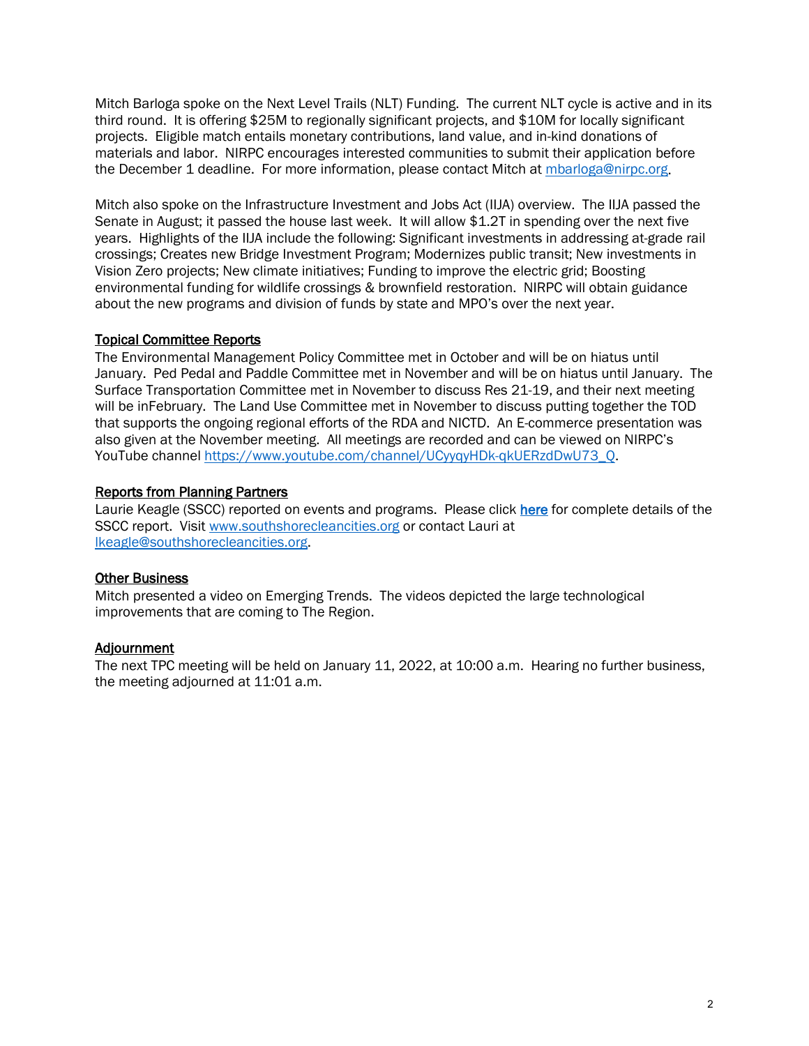Mitch Barloga spoke on the Next Level Trails (NLT) Funding. The current NLT cycle is active and in its third round. It is offering $25M to regionally significant projects, and $10M for locally significant projects. Eligible match entails monetary contributions, land value, and in-kind donations of materials and labor. NIRPC encourages interested communities to submit their application before the December 1 deadline. For more information, please contact Mitch at mbarloga@nirpc.org.

Mitch also spoke on the Infrastructure Investment and Jobs Act (IIJA) overview. The IIJA passed the Senate in August; it passed the house last week. It will allow $1.2T in spending over the next five years. Highlights of the IIJA include the following: Significant investments in addressing at-grade rail crossings; Creates new Bridge Investment Program; Modernizes public transit; New investments in Vision Zero projects; New climate initiatives; Funding to improve the electric grid; Boosting environmental funding for wildlife crossings & brownfield restoration. NIRPC will obtain guidance about the new programs and division of funds by state and MPO's over the next year.

**Topical Committee Reports**

The Environmental Management Policy Committee met in October and will be on hiatus until January. Ped Pedal and Paddle Committee met in November and will be on hiatus until January. The Surface Transportation Committee met in November to discuss Res 21-19, and their next meeting will be inFebruary. The Land Use Committee met in November to discuss putting together the TOD that supports the ongoing regional efforts of the RDA and NICTD. An E-commerce presentation was also given at the November meeting. All meetings are recorded and can be viewed on NIRPC's YouTube channel https://www.youtube.com/channel/UCyyqyHDk-qkUERzdDwU73_Q.

**Reports from Planning Partners**

Laurie Keagle (SSCC) reported on events and programs. Please click **here** for complete details of the SSCC report. Visit www.southshorecleancities.org or contact Lauri at lkeagle@southshorecleancities.org.

**Other Business**

Mitch presented a video on Emerging Trends. The videos depicted the large technological improvements that are coming to The Region.

**Adjournment**

The next TPC meeting will be held on January 11, 2022, at 10:00 a.m. Hearing no further business, the meeting adjourned at 11:01 a.m.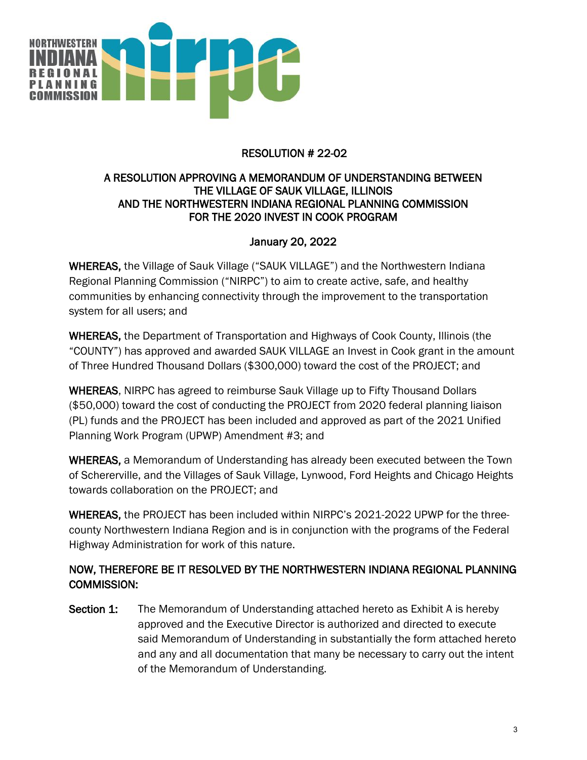RESOLUTION # 22-02

A RESOLUTION APPROVING A MEMORANDUM OF UNDERSTANDING BETWEEN THE VILLAGE OF SAUK VILLAGE, ILLINOIS AND THE NORTHWESTERN INDIANA REGIONAL PLANNING COMMISSION FOR THE 2020 INVEST IN COOK PROGRAM

January 20, 2022

**WHEREAS,** the Village of Sauk Village ("SAUK VILLAGE") and the Northwestern Indiana Regional Planning Commission ("NIRPC") to aim to create active, safe, and healthy communities by enhancing connectivity through the improvement to the transportation system for all users; and

**WHEREAS,** the Department of Transportation and Highways of Cook County, Illinois (the "COUNTY") has approved and awarded SAUK VILLAGE an Invest in Cook grant in the amount of Three Hundred Thousand Dollars ($300,000) toward the cost of the PROJECT; and

**WHEREAS**, NIRPC has agreed to reimburse Sauk Village up to Fifty Thousand Dollars ($50,000) toward the cost of conducting the PROJECT from 2020 federal planning liaison (PL) funds and the PROJECT has been included and approved as part of the 2021 Unified Planning Work Program (UPWP) Amendment #3; and

**WHEREAS,** a Memorandum of Understanding has already been executed between the Town of Schererville, and the Villages of Sauk Village, Lynwood, Ford Heights and Chicago Heights towards collaboration on the PROJECT; and

**WHEREAS,** the PROJECT has been included within NIRPC's 2021-2022 UPWP for the three-county Northwestern Indiana Region and is in conjunction with the programs of the Federal Highway Administration for work of this nature.

**NOW, THEREFORE BE IT RESOLVED BY THE NORTHWESTERN INDIANA REGIONAL PLANNING COMMISSION:**

**Section 1:** The Memorandum of Understanding attached hereto as Exhibit A is hereby approved and the Executive Director is authorized and directed to execute said Memorandum of Understanding in substantially the form attached hereto and any and all documentation that many be necessary to carry out the intent of the Memorandum of Understanding.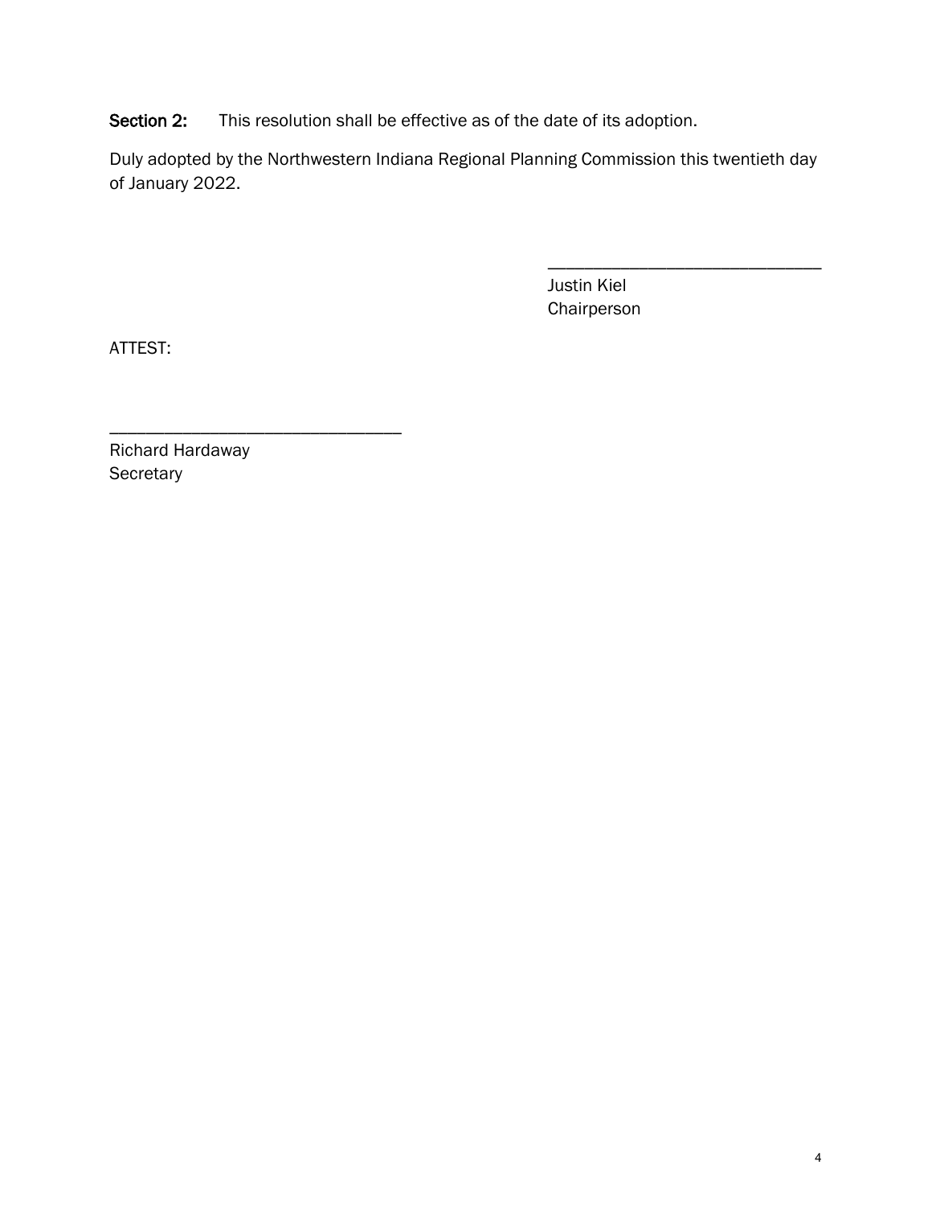**Section 2:** This resolution shall be effective as of the date of its adoption.

Duly adopted by the Northwestern Indiana Regional Planning Commission this twentieth day of January 2022.

\_\_\_\_\_\_\_\_\_\_\_\_\_\_\_\_\_\_\_\_\_\_\_\_\_\_\_\_\_\_

Justin Kiel
Chairperson

ATTEST:

\_\_\_\_\_\_\_\_\_\_\_\_\_\_\_\_\_\_\_\_\_\_\_\_\_\_\_\_\_\_\_\_

Richard Hardaway
Secretary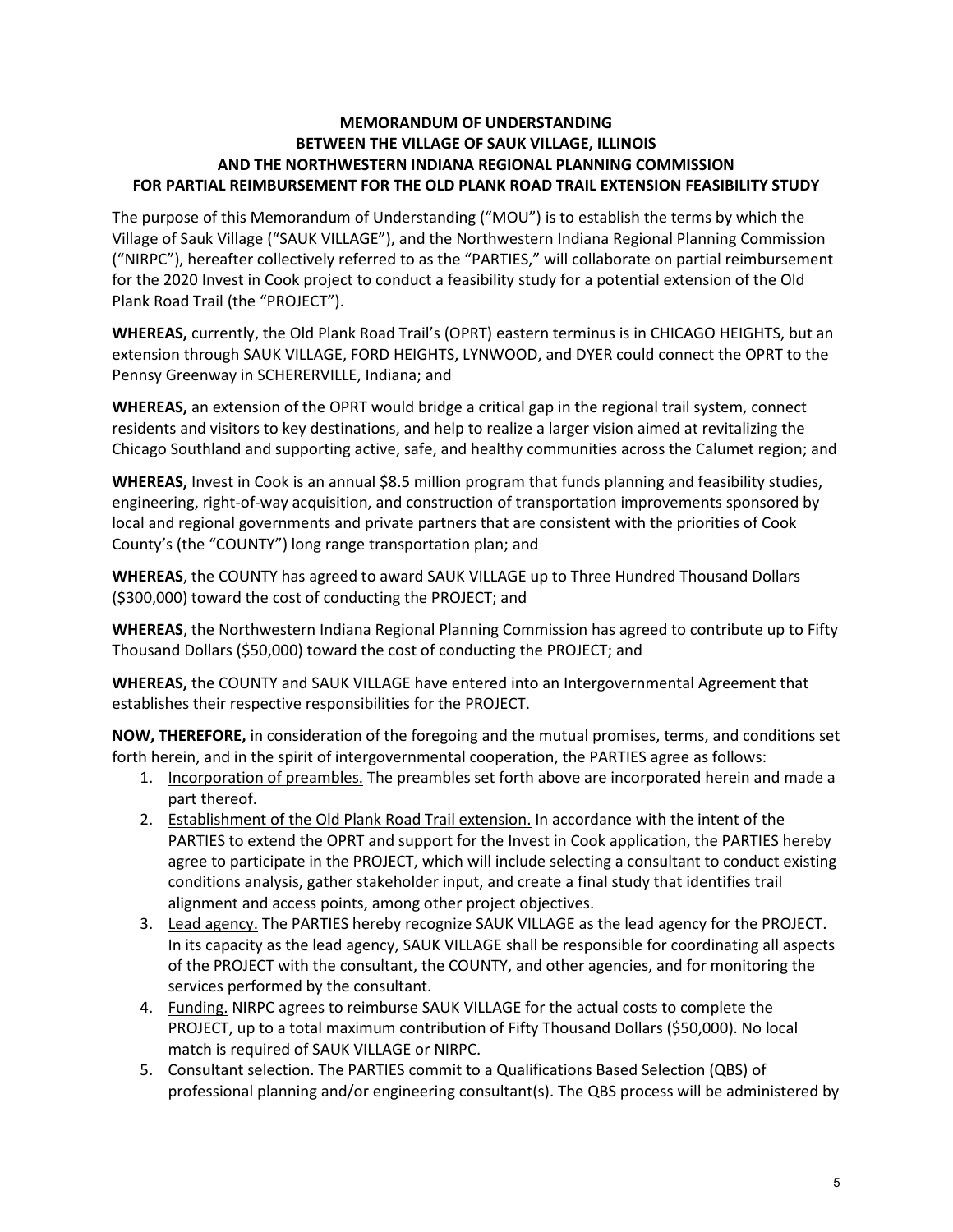**MEMORANDUM OF UNDERSTANDING**
**BETWEEN THE VILLAGE OF SAUK VILLAGE, ILLINOIS**
**AND THE NORTHWESTERN INDIANA REGIONAL PLANNING COMMISSION**
**FOR PARTIAL REIMBURSEMENT FOR THE OLD PLANK ROAD TRAIL EXTENSION FEASIBILITY STUDY**

The purpose of this Memorandum of Understanding ("MOU") is to establish the terms by which the Village of Sauk Village ("SAUK VILLAGE"), and the Northwestern Indiana Regional Planning Commission ("NIRPC"), hereafter collectively referred to as the "PARTIES," will collaborate on partial reimbursement for the 2020 Invest in Cook project to conduct a feasibility study for a potential extension of the Old Plank Road Trail (the "PROJECT").

**WHEREAS,** currently, the Old Plank Road Trail's (OPRT) eastern terminus is in CHICAGO HEIGHTS, but an extension through SAUK VILLAGE, FORD HEIGHTS, LYNWOOD, and DYER could connect the OPRT to the Pennsy Greenway in SCHERERVILLE, Indiana; and

**WHEREAS,** an extension of the OPRT would bridge a critical gap in the regional trail system, connect residents and visitors to key destinations, and help to realize a larger vision aimed at revitalizing the Chicago Southland and supporting active, safe, and healthy communities across the Calumet region; and

**WHEREAS,** Invest in Cook is an annual $8.5 million program that funds planning and feasibility studies, engineering, right-of-way acquisition, and construction of transportation improvements sponsored by local and regional governments and private partners that are consistent with the priorities of Cook County's (the "COUNTY") long range transportation plan; and

**WHEREAS**, the COUNTY has agreed to award SAUK VILLAGE up to Three Hundred Thousand Dollars ($300,000) toward the cost of conducting the PROJECT; and

**WHEREAS**, the Northwestern Indiana Regional Planning Commission has agreed to contribute up to Fifty Thousand Dollars ($50,000) toward the cost of conducting the PROJECT; and

**WHEREAS,** the COUNTY and SAUK VILLAGE have entered into an Intergovernmental Agreement that establishes their respective responsibilities for the PROJECT.

**NOW, THEREFORE,** in consideration of the foregoing and the mutual promises, terms, and conditions set forth herein, and in the spirit of intergovernmental cooperation, the PARTIES agree as follows:

1. Incorporation of preambles. The preambles set forth above are incorporated herein and made a part thereof.
2. Establishment of the Old Plank Road Trail extension. In accordance with the intent of the PARTIES to extend the OPRT and support for the Invest in Cook application, the PARTIES hereby agree to participate in the PROJECT, which will include selecting a consultant to conduct existing conditions analysis, gather stakeholder input, and create a final study that identifies trail alignment and access points, among other project objectives.
3. Lead agency. The PARTIES hereby recognize SAUK VILLAGE as the lead agency for the PROJECT. In its capacity as the lead agency, SAUK VILLAGE shall be responsible for coordinating all aspects of the PROJECT with the consultant, the COUNTY, and other agencies, and for monitoring the services performed by the consultant.
4. Funding. NIRPC agrees to reimburse SAUK VILLAGE for the actual costs to complete the PROJECT, up to a total maximum contribution of Fifty Thousand Dollars ($50,000). No local match is required of SAUK VILLAGE or NIRPC.
5. Consultant selection. The PARTIES commit to a Qualifications Based Selection (QBS) of professional planning and/or engineering consultant(s). The QBS process will be administered by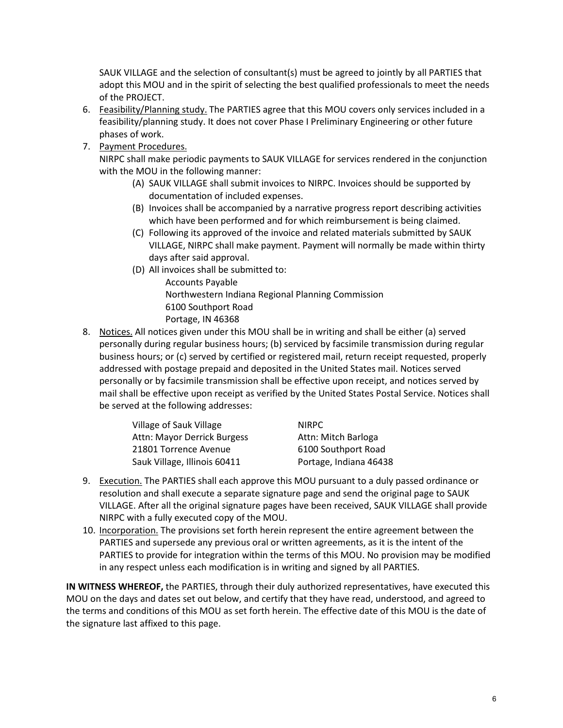SAUK VILLAGE and the selection of consultant(s) must be agreed to jointly by all PARTIES that adopt this MOU and in the spirit of selecting the best qualified professionals to meet the needs of the PROJECT.

6. Feasibility/Planning study. The PARTIES agree that this MOU covers only services included in a feasibility/planning study. It does not cover Phase I Preliminary Engineering or other future phases of work.
7. Payment Procedures.
   NIRPC shall make periodic payments to SAUK VILLAGE for services rendered in the conjunction with the MOU in the following manner:
   (A) SAUK VILLAGE shall submit invoices to NIRPC. Invoices should be supported by documentation of included expenses.
   (B) Invoices shall be accompanied by a narrative progress report describing activities which have been performed and for which reimbursement is being claimed.
   (C) Following its approved of the invoice and related materials submitted by SAUK VILLAGE, NIRPC shall make payment. Payment will normally be made within thirty days after said approval.
   (D) All invoices shall be submitted to:
       Accounts Payable
       Northwestern Indiana Regional Planning Commission
       6100 Southport Road
       Portage, IN 46368
8. Notices. All notices given under this MOU shall be in writing and shall be either (a) served personally during regular business hours; (b) serviced by facsimile transmission during regular business hours; or (c) served by certified or registered mail, return receipt requested, properly addressed with postage prepaid and deposited in the United States mail. Notices served personally or by facsimile transmission shall be effective upon receipt, and notices served by mail shall be effective upon receipt as verified by the United States Postal Service. Notices shall be served at the following addresses:

   | Village of Sauk Village | NIRPC |
   |---|---|
   | Attn: Mayor Derrick Burgess | Attn: Mitch Barloga |
   | 21801 Torrence Avenue | 6100 Southport Road |
   | Sauk Village, Illinois 60411 | Portage, Indiana 46438 |

9. Execution. The PARTIES shall each approve this MOU pursuant to a duly passed ordinance or resolution and shall execute a separate signature page and send the original page to SAUK VILLAGE. After all the original signature pages have been received, SAUK VILLAGE shall provide NIRPC with a fully executed copy of the MOU.
10. Incorporation. The provisions set forth herein represent the entire agreement between the PARTIES and supersede any previous oral or written agreements, as it is the intent of the PARTIES to provide for integration within the terms of this MOU. No provision may be modified in any respect unless each modification is in writing and signed by all PARTIES.

**IN WITNESS WHEREOF,** the PARTIES, through their duly authorized representatives, have executed this MOU on the days and dates set out below, and certify that they have read, understood, and agreed to the terms and conditions of this MOU as set forth herein. The effective date of this MOU is the date of the signature last affixed to this page.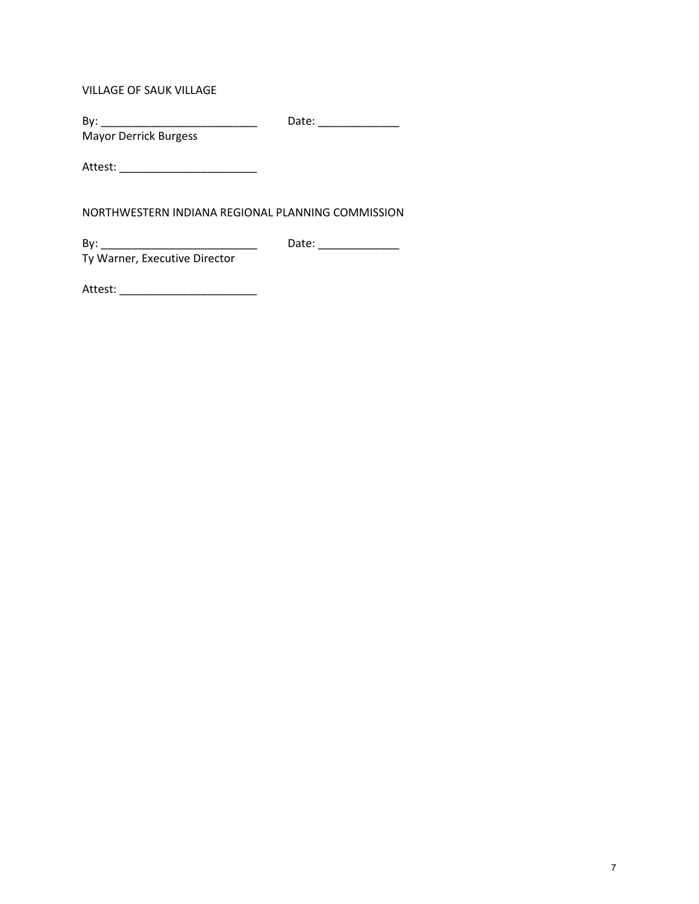VILLAGE OF SAUK VILLAGE

By: __________________________ Date: _____________
Mayor Derrick Burgess

Attest: ______________________

NORTHWESTERN INDIANA REGIONAL PLANNING COMMISSION

By: __________________________ Date: _____________
Ty Warner, Executive Director

Attest: ______________________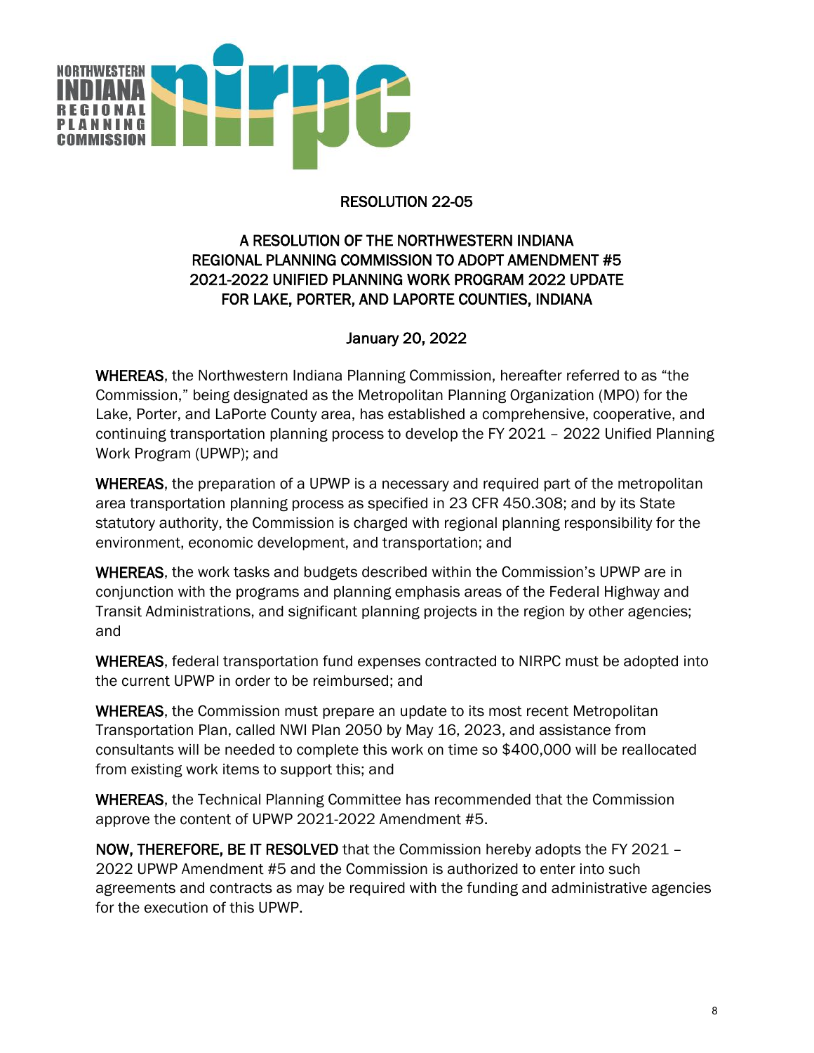NORTHWESTERN INDIANA REGIONAL PLANNING COMMISSION

# RESOLUTION 22-05

## A RESOLUTION OF THE NORTHWESTERN INDIANA REGIONAL PLANNING COMMISSION TO ADOPT AMENDMENT #5 2021-2022 UNIFIED PLANNING WORK PROGRAM 2022 UPDATE FOR LAKE, PORTER, AND LAPORTE COUNTIES, INDIANA

January 20, 2022

**WHEREAS**, the Northwestern Indiana Planning Commission, hereafter referred to as "the Commission," being designated as the Metropolitan Planning Organization (MPO) for the Lake, Porter, and LaPorte County area, has established a comprehensive, cooperative, and continuing transportation planning process to develop the FY 2021 – 2022 Unified Planning Work Program (UPWP); and

**WHEREAS**, the preparation of a UPWP is a necessary and required part of the metropolitan area transportation planning process as specified in 23 CFR 450.308; and by its State statutory authority, the Commission is charged with regional planning responsibility for the environment, economic development, and transportation; and

**WHEREAS**, the work tasks and budgets described within the Commission's UPWP are in conjunction with the programs and planning emphasis areas of the Federal Highway and Transit Administrations, and significant planning projects in the region by other agencies; and

**WHEREAS**, federal transportation fund expenses contracted to NIRPC must be adopted into the current UPWP in order to be reimbursed; and

**WHEREAS**, the Commission must prepare an update to its most recent Metropolitan Transportation Plan, called NWI Plan 2050 by May 16, 2023, and assistance from consultants will be needed to complete this work on time so $400,000 will be reallocated from existing work items to support this; and

**WHEREAS**, the Technical Planning Committee has recommended that the Commission approve the content of UPWP 2021-2022 Amendment #5.

**NOW, THEREFORE, BE IT RESOLVED** that the Commission hereby adopts the FY 2021 – 2022 UPWP Amendment #5 and the Commission is authorized to enter into such agreements and contracts as may be required with the funding and administrative agencies for the execution of this UPWP.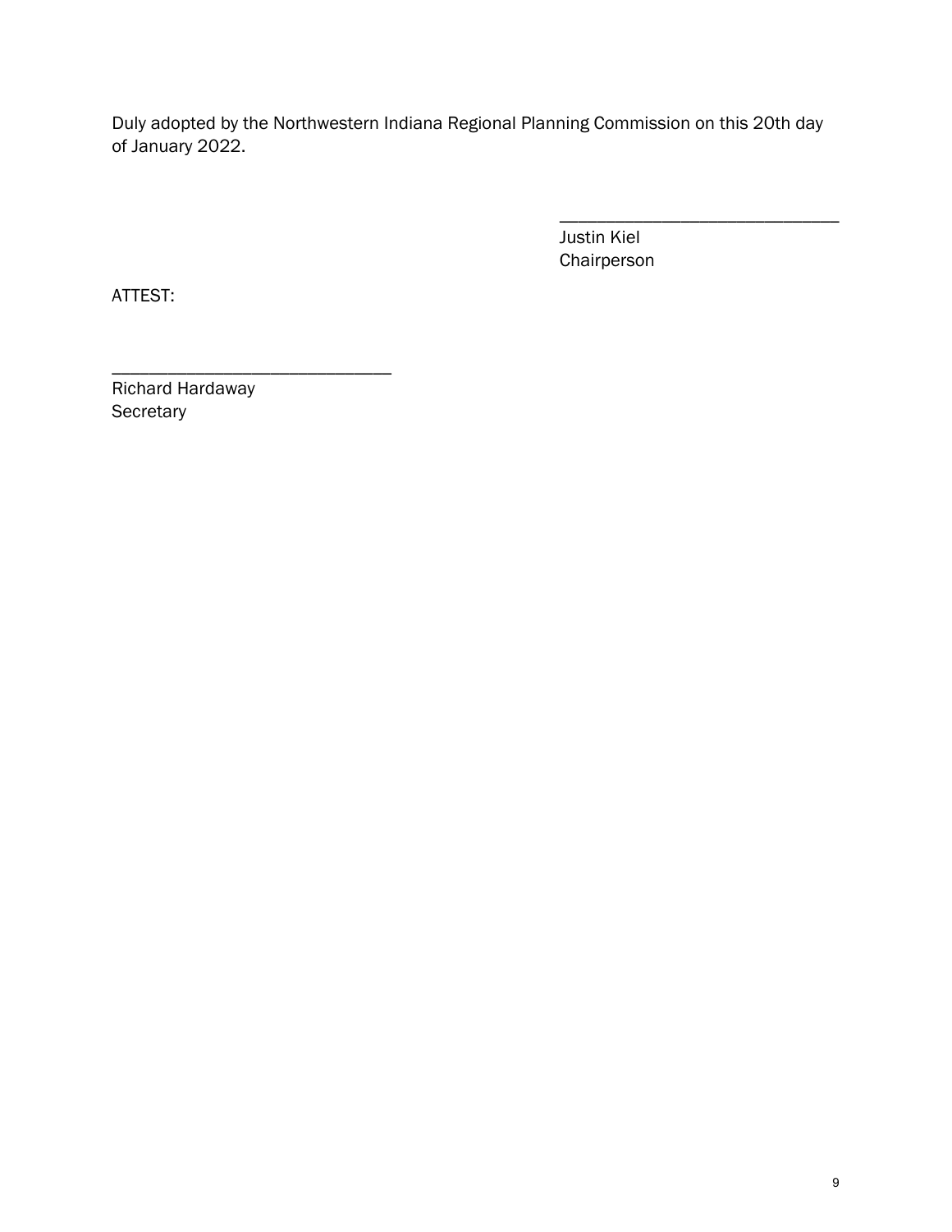Duly adopted by the Northwestern Indiana Regional Planning Commission on this 20th day of January 2022.

______________________________
Justin Kiel
Chairperson

ATTEST:

______________________________
Richard Hardaway
Secretary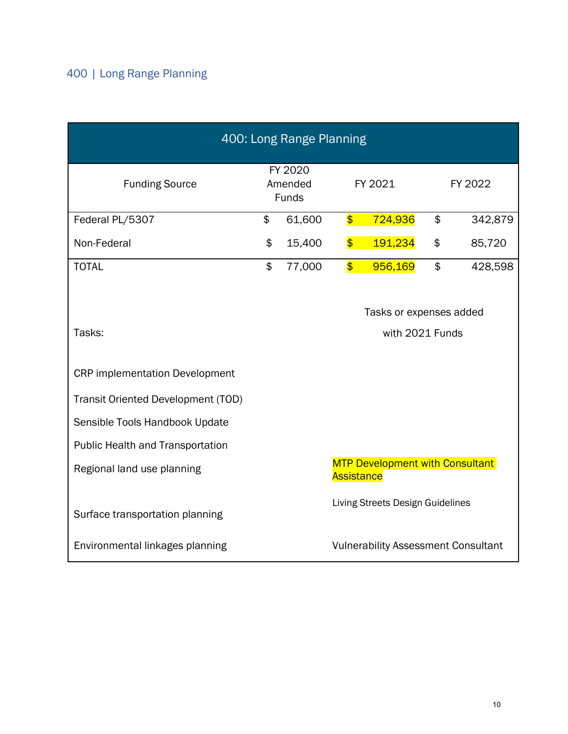## 400 | Long Range Planning

| 400: Long Range Planning | | | |
|---|---|---|---|
| Funding Source | FY 2020 Amended Funds | FY 2021 | FY 2022 |
| Federal PL/5307 | $ 61,600 | $ 724,936 | $ 342,879 |
| Non-Federal | $ 15,400 | $ 191,234 | $ 85,720 |
| TOTAL | $ 77,000 | $ 956,169 | $ 428,598 |

| Tasks: | Tasks or expenses added with 2021 Funds |
|---|---|
| CRP implementation Development | |
| Transit Oriented Development (TOD) | |
| Sensible Tools Handbook Update | |
| Public Health and Transportation | |
| Regional land use planning | MTP Development with Consultant Assistance |
| Surface transportation planning | Living Streets Design Guidelines |
| Environmental linkages planning | Vulnerability Assessment Consultant |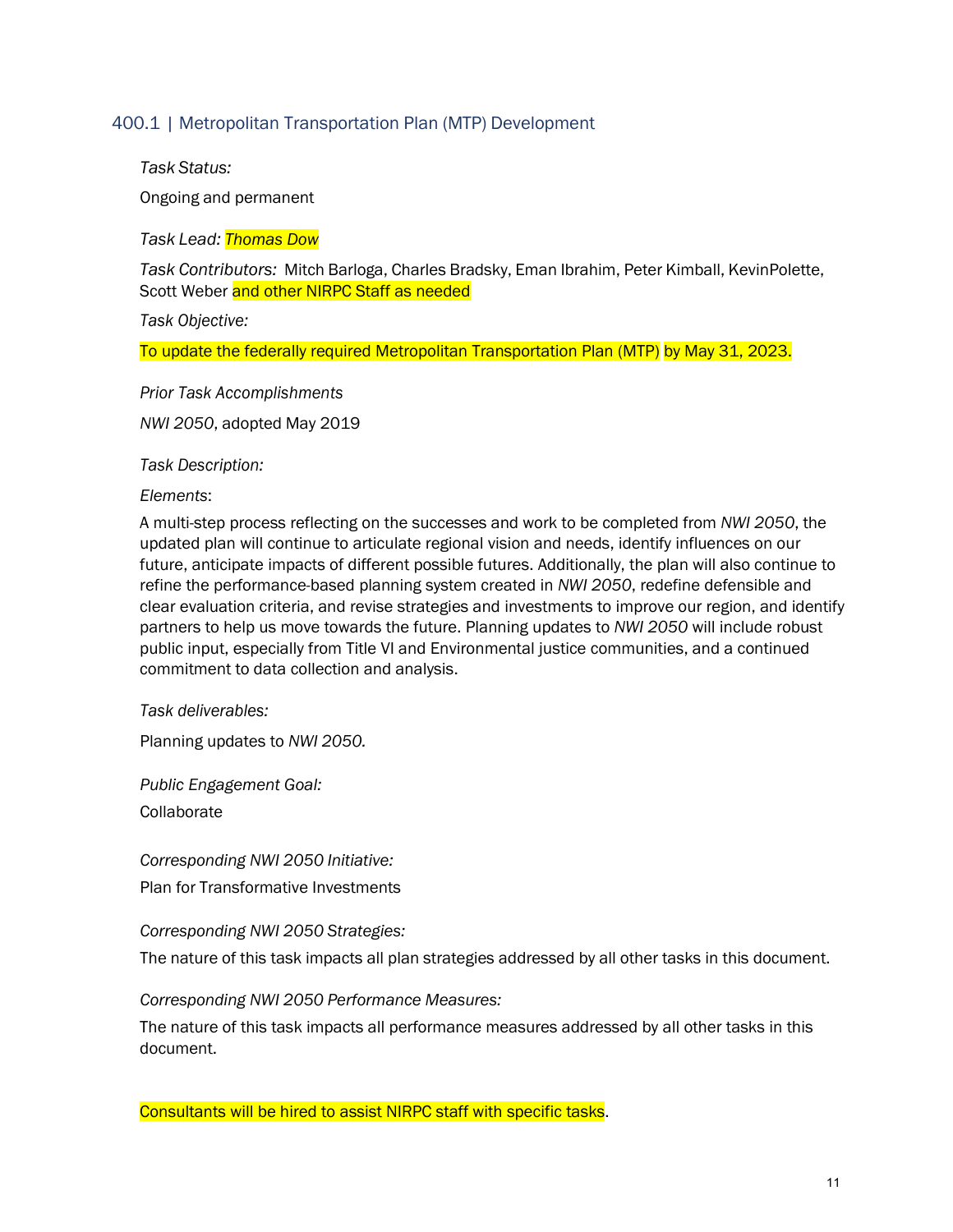## 400.1 | Metropolitan Transportation Plan (MTP) Development

*Task Status:*

Ongoing and permanent

*Task Lead: Thomas Dow*

*Task Contributors:* Mitch Barloga, Charles Bradsky, Eman Ibrahim, Peter Kimball, KevinPolette, Scott Weber and other NIRPC Staff as needed

*Task Objective:*

To update the federally required Metropolitan Transportation Plan (MTP) by May 31, 2023.

*Prior Task Accomplishments*

*NWI 2050*, adopted May 2019

*Task Description:*

*Elements*:

A multi-step process reflecting on the successes and work to be completed from *NWI 2050*, the updated plan will continue to articulate regional vision and needs, identify influences on our future, anticipate impacts of different possible futures. Additionally, the plan will also continue to refine the performance-based planning system created in *NWI 2050*, redefine defensible and clear evaluation criteria, and revise strategies and investments to improve our region, and identify partners to help us move towards the future. Planning updates to *NWI 2050* will include robust public input, especially from Title VI and Environmental justice communities, and a continued commitment to data collection and analysis.

*Task deliverables:*

Planning updates to *NWI 2050.*

*Public Engagement Goal:*

Collaborate

*Corresponding NWI 2050 Initiative:*

Plan for Transformative Investments

*Corresponding NWI 2050 Strategies:*

The nature of this task impacts all plan strategies addressed by all other tasks in this document.

*Corresponding NWI 2050 Performance Measures:*

The nature of this task impacts all performance measures addressed by all other tasks in this document.

Consultants will be hired to assist NIRPC staff with specific tasks.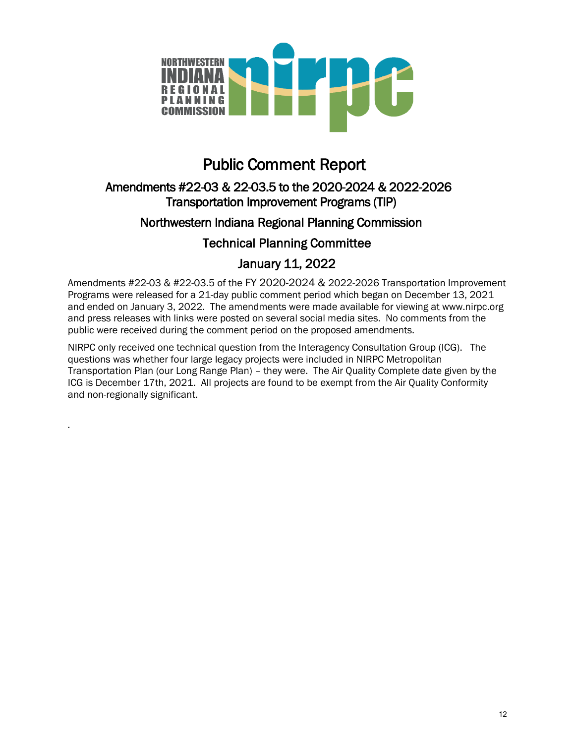# Public Comment Report

## Amendments #22-03 & 22-03.5 to the 2020-2024 & 2022-2026 Transportation Improvement Programs (TIP)

## Northwestern Indiana Regional Planning Commission

## Technical Planning Committee

## January 11, 2022

Amendments #22-03 & #22-03.5 of the FY 2020-2024 & 2022-2026 Transportation Improvement Programs were released for a 21-day public comment period which began on December 13, 2021 and ended on January 3, 2022. The amendments were made available for viewing at www.nirpc.org and press releases with links were posted on several social media sites. No comments from the public were received during the comment period on the proposed amendments.

NIRPC only received one technical question from the Interagency Consultation Group (ICG). The questions was whether four large legacy projects were included in NIRPC Metropolitan Transportation Plan (our Long Range Plan) – they were. The Air Quality Complete date given by the ICG is December 17th, 2021. All projects are found to be exempt from the Air Quality Conformity and non-regionally significant.

.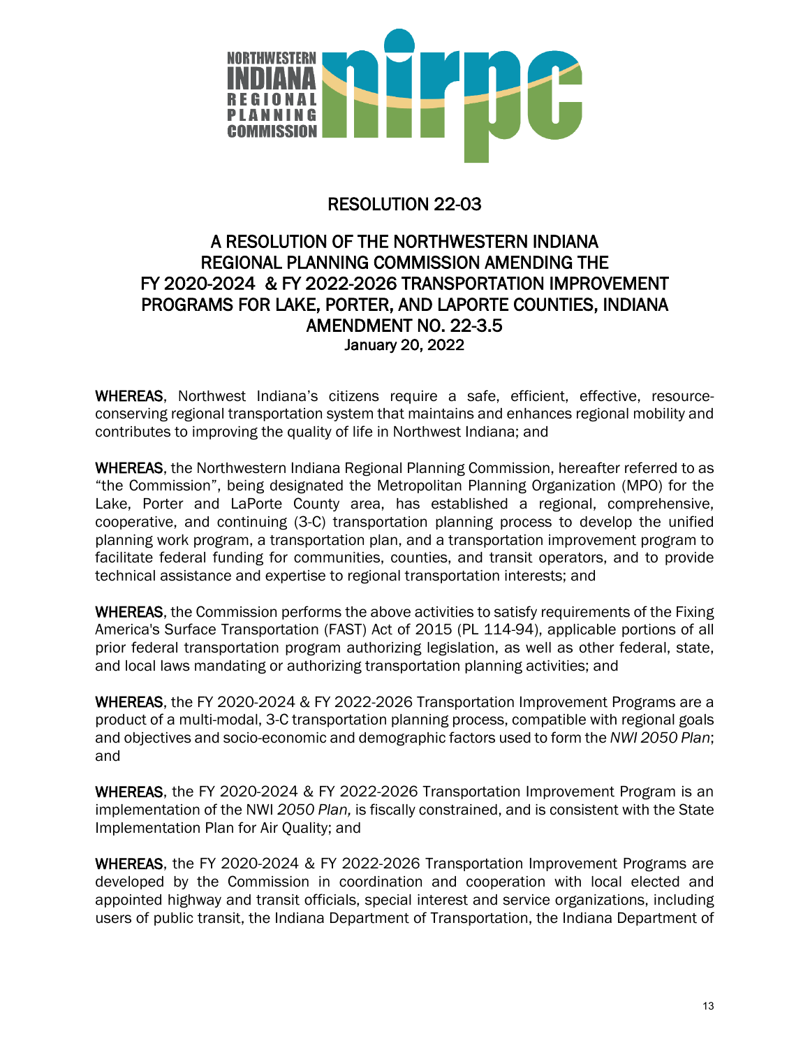# RESOLUTION 22-03

## A RESOLUTION OF THE NORTHWESTERN INDIANA REGIONAL PLANNING COMMISSION AMENDING THE FY 2020-2024 & FY 2022-2026 TRANSPORTATION IMPROVEMENT PROGRAMS FOR LAKE, PORTER, AND LAPORTE COUNTIES, INDIANA AMENDMENT NO. 22-3.5

January 20, 2022

**WHEREAS**, Northwest Indiana's citizens require a safe, efficient, effective, resource-conserving regional transportation system that maintains and enhances regional mobility and contributes to improving the quality of life in Northwest Indiana; and

**WHEREAS**, the Northwestern Indiana Regional Planning Commission, hereafter referred to as "the Commission", being designated the Metropolitan Planning Organization (MPO) for the Lake, Porter and LaPorte County area, has established a regional, comprehensive, cooperative, and continuing (3-C) transportation planning process to develop the unified planning work program, a transportation plan, and a transportation improvement program to facilitate federal funding for communities, counties, and transit operators, and to provide technical assistance and expertise to regional transportation interests; and

**WHEREAS**, the Commission performs the above activities to satisfy requirements of the Fixing America's Surface Transportation (FAST) Act of 2015 (PL 114-94), applicable portions of all prior federal transportation program authorizing legislation, as well as other federal, state, and local laws mandating or authorizing transportation planning activities; and

**WHEREAS**, the FY 2020-2024 & FY 2022-2026 Transportation Improvement Programs are a product of a multi-modal, 3-C transportation planning process, compatible with regional goals and objectives and socio-economic and demographic factors used to form the *NWI 2050 Plan*; and

**WHEREAS**, the FY 2020-2024 & FY 2022-2026 Transportation Improvement Program is an implementation of the NWI *2050 Plan,* is fiscally constrained, and is consistent with the State Implementation Plan for Air Quality; and

**WHEREAS**, the FY 2020-2024 & FY 2022-2026 Transportation Improvement Programs are developed by the Commission in coordination and cooperation with local elected and appointed highway and transit officials, special interest and service organizations, including users of public transit, the Indiana Department of Transportation, the Indiana Department of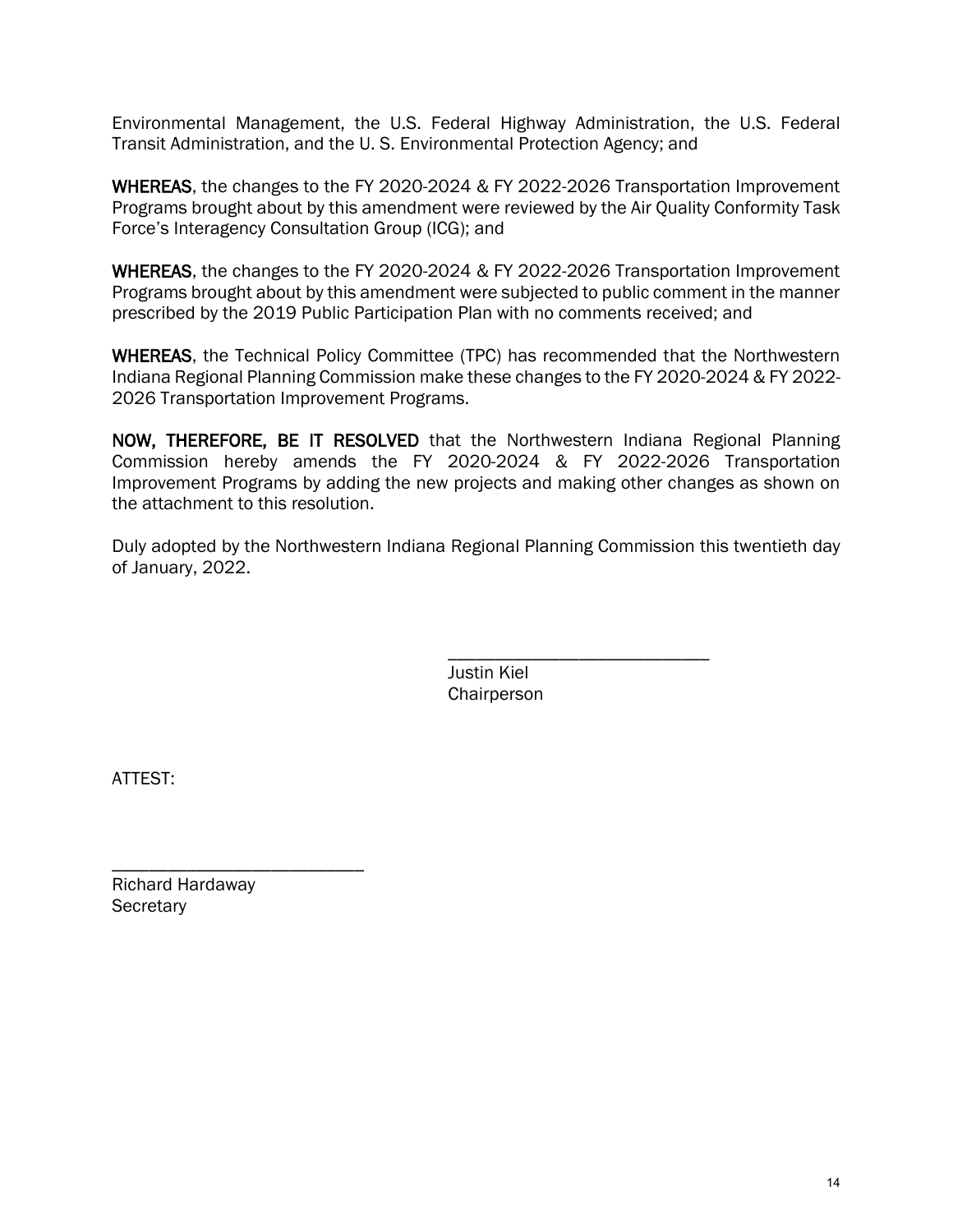Environmental Management, the U.S. Federal Highway Administration, the U.S. Federal Transit Administration, and the U. S. Environmental Protection Agency; and

**WHEREAS**, the changes to the FY 2020-2024 & FY 2022-2026 Transportation Improvement Programs brought about by this amendment were reviewed by the Air Quality Conformity Task Force's Interagency Consultation Group (ICG); and

**WHEREAS**, the changes to the FY 2020-2024 & FY 2022-2026 Transportation Improvement Programs brought about by this amendment were subjected to public comment in the manner prescribed by the 2019 Public Participation Plan with no comments received; and

**WHEREAS**, the Technical Policy Committee (TPC) has recommended that the Northwestern Indiana Regional Planning Commission make these changes to the FY 2020-2024 & FY 2022-2026 Transportation Improvement Programs.

**NOW, THEREFORE, BE IT RESOLVED** that the Northwestern Indiana Regional Planning Commission hereby amends the FY 2020-2024 & FY 2022-2026 Transportation Improvement Programs by adding the new projects and making other changes as shown on the attachment to this resolution.

Duly adopted by the Northwestern Indiana Regional Planning Commission this twentieth day of January, 2022.

\_\_\_\_\_\_\_\_\_\_\_\_\_\_\_\_\_\_\_\_\_\_\_\_\_\_\_\_
Justin Kiel
Chairperson

ATTEST:

\_\_\_\_\_\_\_\_\_\_\_\_\_\_\_\_\_\_\_\_\_\_\_\_\_\_\_\_
Richard Hardaway
Secretary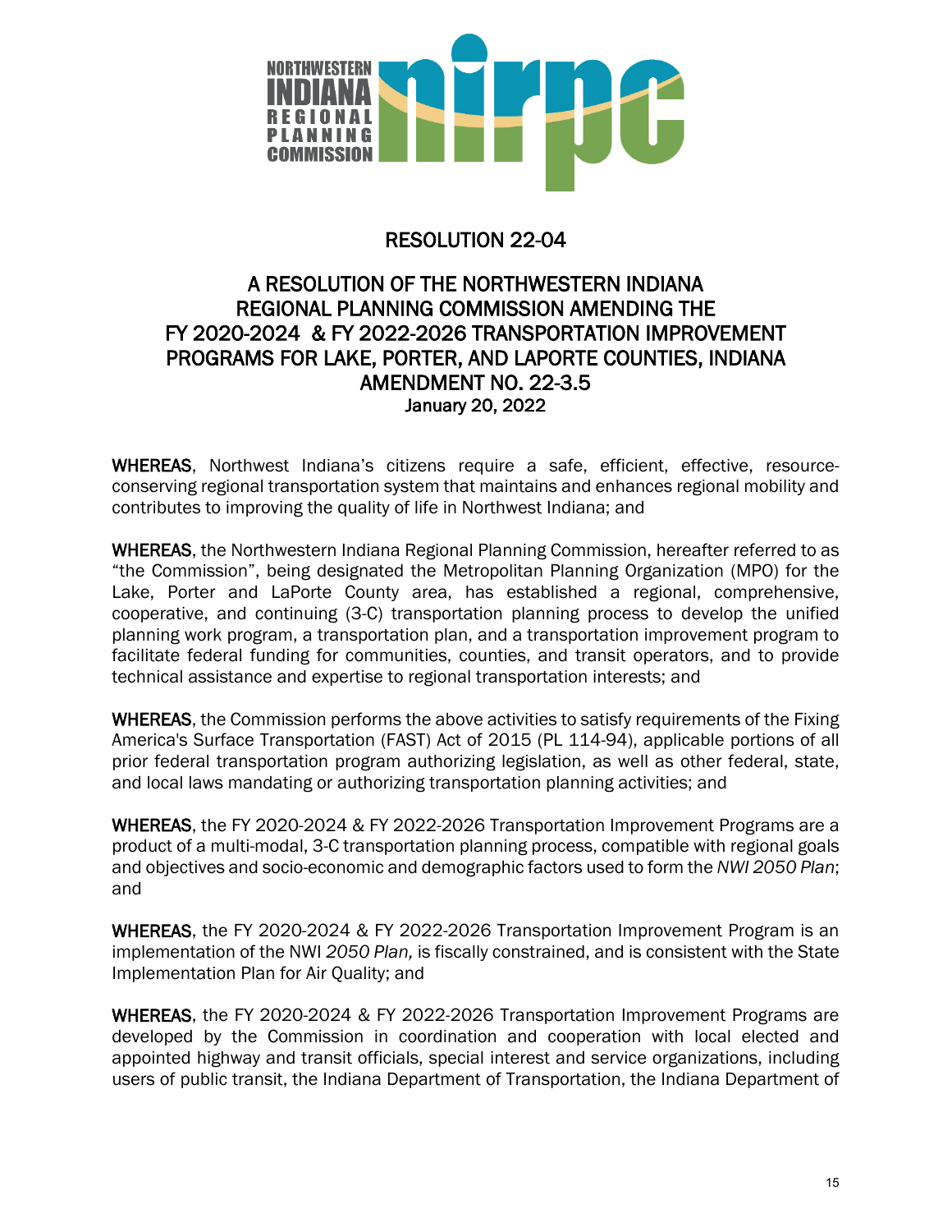# RESOLUTION 22-04

## A RESOLUTION OF THE NORTHWESTERN INDIANA REGIONAL PLANNING COMMISSION AMENDING THE FY 2020-2024 & FY 2022-2026 TRANSPORTATION IMPROVEMENT PROGRAMS FOR LAKE, PORTER, AND LAPORTE COUNTIES, INDIANA AMENDMENT NO. 22-3.5

January 20, 2022

**WHEREAS**, Northwest Indiana's citizens require a safe, efficient, effective, resource-conserving regional transportation system that maintains and enhances regional mobility and contributes to improving the quality of life in Northwest Indiana; and

**WHEREAS**, the Northwestern Indiana Regional Planning Commission, hereafter referred to as "the Commission", being designated the Metropolitan Planning Organization (MPO) for the Lake, Porter and LaPorte County area, has established a regional, comprehensive, cooperative, and continuing (3-C) transportation planning process to develop the unified planning work program, a transportation plan, and a transportation improvement program to facilitate federal funding for communities, counties, and transit operators, and to provide technical assistance and expertise to regional transportation interests; and

**WHEREAS**, the Commission performs the above activities to satisfy requirements of the Fixing America's Surface Transportation (FAST) Act of 2015 (PL 114-94), applicable portions of all prior federal transportation program authorizing legislation, as well as other federal, state, and local laws mandating or authorizing transportation planning activities; and

**WHEREAS**, the FY 2020-2024 & FY 2022-2026 Transportation Improvement Programs are a product of a multi-modal, 3-C transportation planning process, compatible with regional goals and objectives and socio-economic and demographic factors used to form the *NWI 2050 Plan*; and

**WHEREAS**, the FY 2020-2024 & FY 2022-2026 Transportation Improvement Program is an implementation of the NWI *2050 Plan,* is fiscally constrained, and is consistent with the State Implementation Plan for Air Quality; and

**WHEREAS**, the FY 2020-2024 & FY 2022-2026 Transportation Improvement Programs are developed by the Commission in coordination and cooperation with local elected and appointed highway and transit officials, special interest and service organizations, including users of public transit, the Indiana Department of Transportation, the Indiana Department of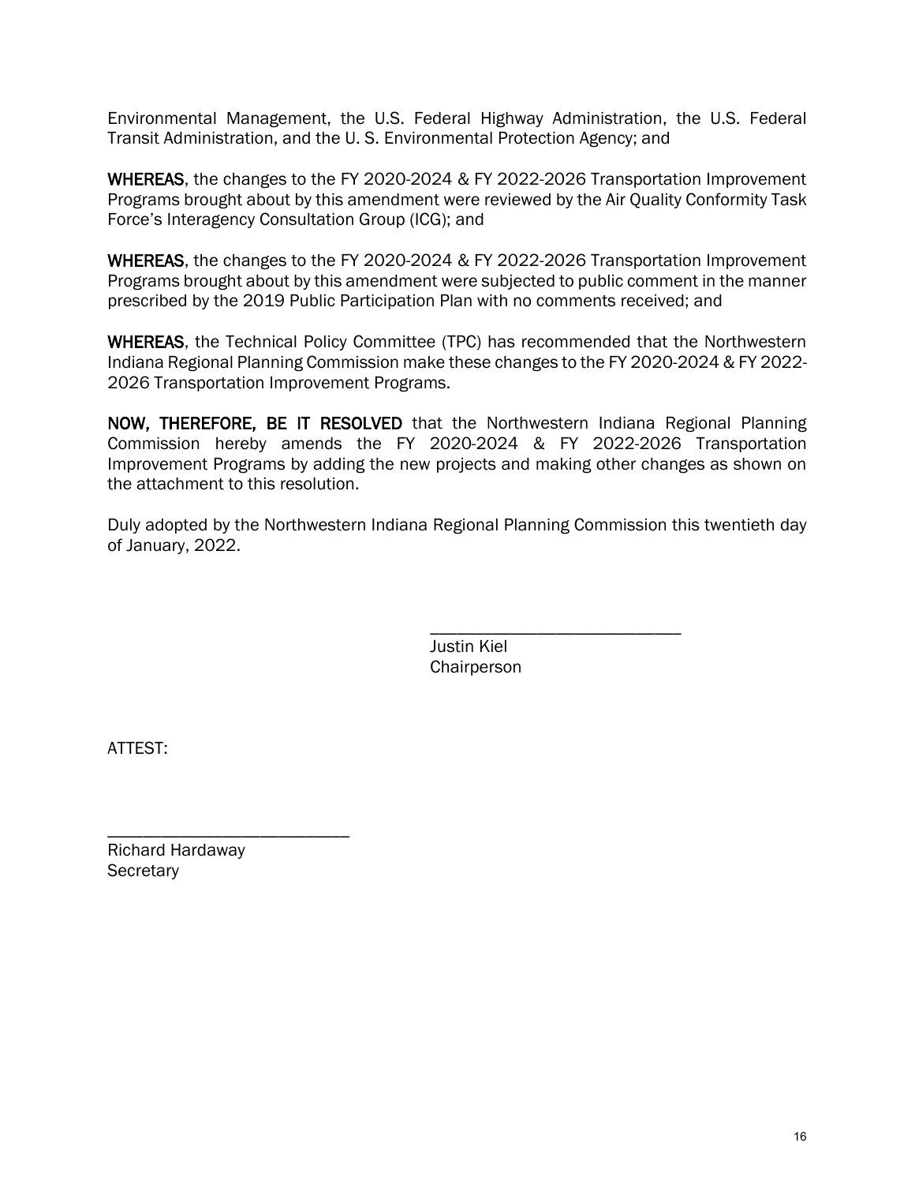Environmental Management, the U.S. Federal Highway Administration, the U.S. Federal Transit Administration, and the U. S. Environmental Protection Agency; and

**WHEREAS**, the changes to the FY 2020-2024 & FY 2022-2026 Transportation Improvement Programs brought about by this amendment were reviewed by the Air Quality Conformity Task Force's Interagency Consultation Group (ICG); and

**WHEREAS**, the changes to the FY 2020-2024 & FY 2022-2026 Transportation Improvement Programs brought about by this amendment were subjected to public comment in the manner prescribed by the 2019 Public Participation Plan with no comments received; and

**WHEREAS**, the Technical Policy Committee (TPC) has recommended that the Northwestern Indiana Regional Planning Commission make these changes to the FY 2020-2024 & FY 2022-2026 Transportation Improvement Programs.

**NOW, THEREFORE, BE IT RESOLVED** that the Northwestern Indiana Regional Planning Commission hereby amends the FY 2020-2024 & FY 2022-2026 Transportation Improvement Programs by adding the new projects and making other changes as shown on the attachment to this resolution.

Duly adopted by the Northwestern Indiana Regional Planning Commission this twentieth day of January, 2022.

\_\_\_\_\_\_\_\_\_\_\_\_\_\_\_\_\_\_\_\_\_\_\_\_\_\_\_\_
Justin Kiel
Chairperson

ATTEST:

\_\_\_\_\_\_\_\_\_\_\_\_\_\_\_\_\_\_\_\_\_\_\_\_\_\_\_\_
Richard Hardaway
Secretary